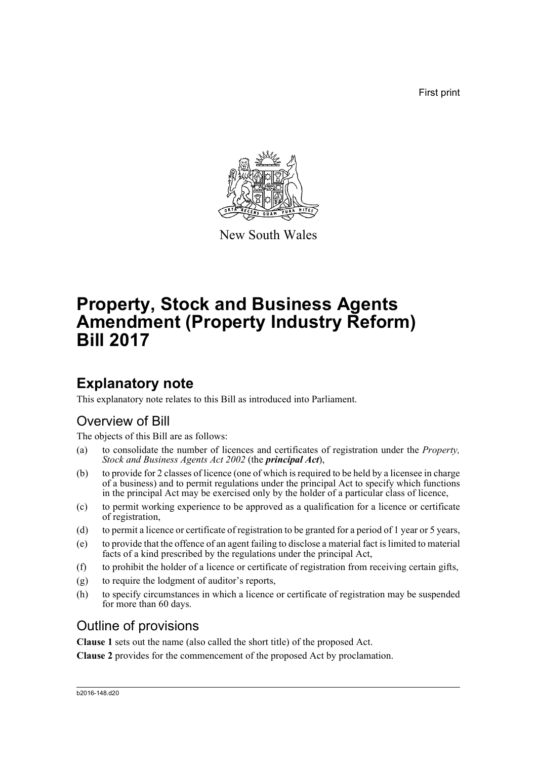First print

New South Wales

# Property, Stock and Business Agents Amendment (Property Industry Reform) Bill 2017

## Explanatory note

This explanatory note relates to this Bill as introduced into Parliament.

### Overview of Bill

The objects of this Bill are as follows:

(a) to consolidate the number of licences and certificates of registration under the *Property, Stock and Business Agents Act 2002* (the ***principal Act***),

(b) to provide for 2 classes of licence (one of which is required to be held by a licensee in charge of a business) and to permit regulations under the principal Act to specify which functions in the principal Act may be exercised only by the holder of a particular class of licence,

(c) to permit working experience to be approved as a qualification for a licence or certificate of registration,

(d) to permit a licence or certificate of registration to be granted for a period of 1 year or 5 years,

(e) to provide that the offence of an agent failing to disclose a material fact is limited to material facts of a kind prescribed by the regulations under the principal Act,

(f) to prohibit the holder of a licence or certificate of registration from receiving certain gifts,

(g) to require the lodgment of auditor's reports,

(h) to specify circumstances in which a licence or certificate of registration may be suspended for more than 60 days.

### Outline of provisions

**Clause 1** sets out the name (also called the short title) of the proposed Act.

**Clause 2** provides for the commencement of the proposed Act by proclamation.

b2016-148.d20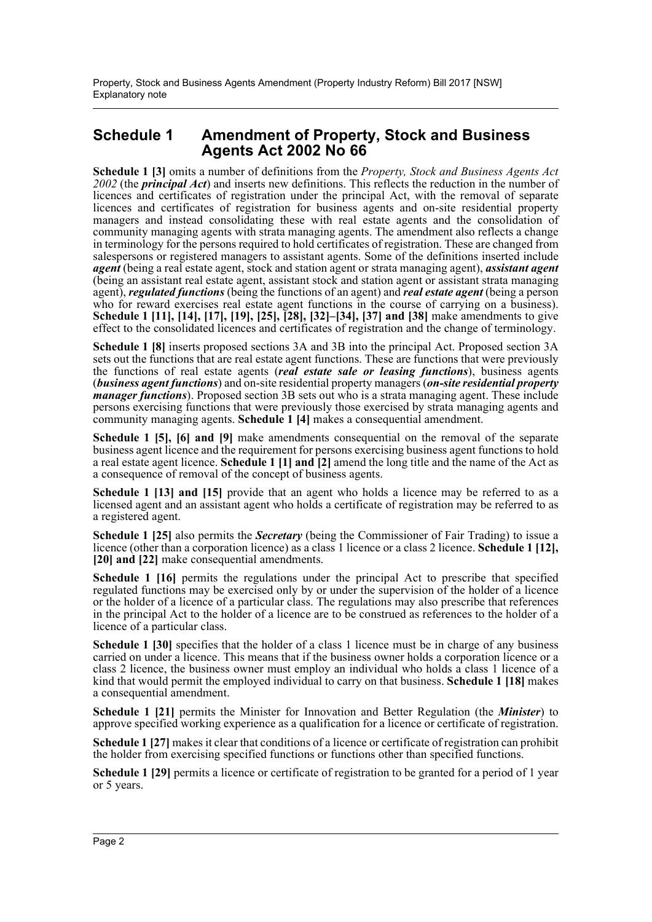## Schedule 1 Amendment of Property, Stock and Business Agents Act 2002 No 66

**Schedule 1 [3]** omits a number of definitions from the *Property, Stock and Business Agents Act 2002* (the ***principal Act***) and inserts new definitions. This reflects the reduction in the number of licences and certificates of registration under the principal Act, with the removal of separate licences and certificates of registration for business agents and on-site residential property managers and instead consolidating these with real estate agents and the consolidation of community managing agents with strata managing agents. The amendment also reflects a change in terminology for the persons required to hold certificates of registration. These are changed from salespersons or registered managers to assistant agents. Some of the definitions inserted include ***agent*** (being a real estate agent, stock and station agent or strata managing agent), ***assistant agent*** (being an assistant real estate agent, assistant stock and station agent or assistant strata managing agent), ***regulated functions*** (being the functions of an agent) and ***real estate agent*** (being a person who for reward exercises real estate agent functions in the course of carrying on a business). **Schedule 1 [11], [14], [17], [19], [25], [28], [32]–[34], [37] and [38]** make amendments to give effect to the consolidated licences and certificates of registration and the change of terminology.

**Schedule 1 [8]** inserts proposed sections 3A and 3B into the principal Act. Proposed section 3A sets out the functions that are real estate agent functions. These are functions that were previously the functions of real estate agents (***real estate sale or leasing functions***), business agents (***business agent functions***) and on-site residential property managers (***on-site residential property manager functions***). Proposed section 3B sets out who is a strata managing agent. These include persons exercising functions that were previously those exercised by strata managing agents and community managing agents. **Schedule 1 [4]** makes a consequential amendment.

**Schedule 1 [5], [6] and [9]** make amendments consequential on the removal of the separate business agent licence and the requirement for persons exercising business agent functions to hold a real estate agent licence. **Schedule 1 [1] and [2]** amend the long title and the name of the Act as a consequence of removal of the concept of business agents.

**Schedule 1 [13] and [15]** provide that an agent who holds a licence may be referred to as a licensed agent and an assistant agent who holds a certificate of registration may be referred to as a registered agent.

**Schedule 1 [25]** also permits the ***Secretary*** (being the Commissioner of Fair Trading) to issue a licence (other than a corporation licence) as a class 1 licence or a class 2 licence. **Schedule 1 [12], [20] and [22]** make consequential amendments.

**Schedule 1 [16]** permits the regulations under the principal Act to prescribe that specified regulated functions may be exercised only by or under the supervision of the holder of a licence or the holder of a licence of a particular class. The regulations may also prescribe that references in the principal Act to the holder of a licence are to be construed as references to the holder of a licence of a particular class.

**Schedule 1 [30]** specifies that the holder of a class 1 licence must be in charge of any business carried on under a licence. This means that if the business owner holds a corporation licence or a class 2 licence, the business owner must employ an individual who holds a class 1 licence of a kind that would permit the employed individual to carry on that business. **Schedule 1 [18]** makes a consequential amendment.

**Schedule 1 [21]** permits the Minister for Innovation and Better Regulation (the ***Minister***) to approve specified working experience as a qualification for a licence or certificate of registration.

**Schedule 1 [27]** makes it clear that conditions of a licence or certificate of registration can prohibit the holder from exercising specified functions or functions other than specified functions.

**Schedule 1 [29]** permits a licence or certificate of registration to be granted for a period of 1 year or 5 years.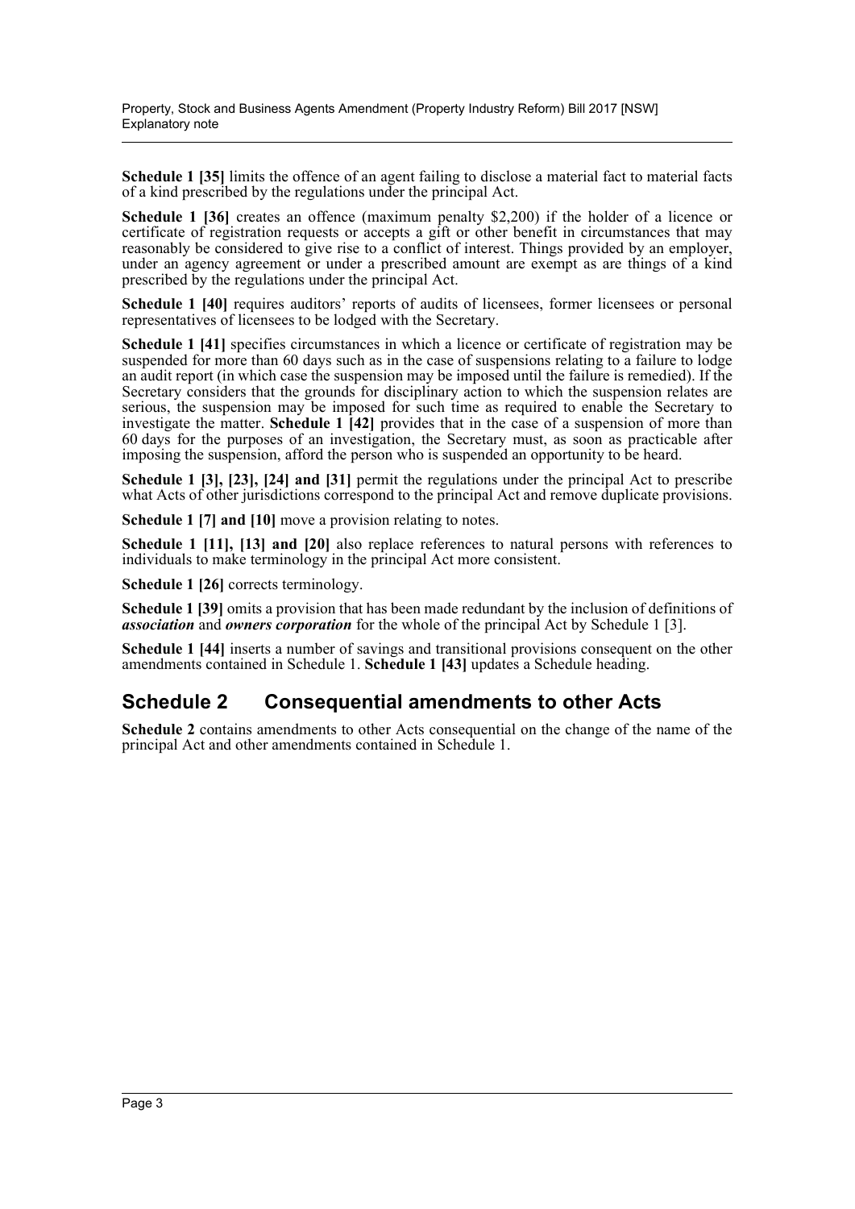**Schedule 1 [35]** limits the offence of an agent failing to disclose a material fact to material facts of a kind prescribed by the regulations under the principal Act.

**Schedule 1 [36]** creates an offence (maximum penalty $2,200) if the holder of a licence or certificate of registration requests or accepts a gift or other benefit in circumstances that may reasonably be considered to give rise to a conflict of interest. Things provided by an employer, under an agency agreement or under a prescribed amount are exempt as are things of a kind prescribed by the regulations under the principal Act.

**Schedule 1 [40]** requires auditors' reports of audits of licensees, former licensees or personal representatives of licensees to be lodged with the Secretary.

**Schedule 1 [41]** specifies circumstances in which a licence or certificate of registration may be suspended for more than 60 days such as in the case of suspensions relating to a failure to lodge an audit report (in which case the suspension may be imposed until the failure is remedied). If the Secretary considers that the grounds for disciplinary action to which the suspension relates are serious, the suspension may be imposed for such time as required to enable the Secretary to investigate the matter. **Schedule 1 [42]** provides that in the case of a suspension of more than 60 days for the purposes of an investigation, the Secretary must, as soon as practicable after imposing the suspension, afford the person who is suspended an opportunity to be heard.

**Schedule 1 [3], [23], [24] and [31]** permit the regulations under the principal Act to prescribe what Acts of other jurisdictions correspond to the principal Act and remove duplicate provisions.

**Schedule 1 [7] and [10]** move a provision relating to notes.

**Schedule 1 [11], [13] and [20]** also replace references to natural persons with references to individuals to make terminology in the principal Act more consistent.

**Schedule 1 [26]** corrects terminology.

**Schedule 1 [39]** omits a provision that has been made redundant by the inclusion of definitions of ***association*** and ***owners corporation*** for the whole of the principal Act by Schedule 1 [3].

**Schedule 1 [44]** inserts a number of savings and transitional provisions consequent on the other amendments contained in Schedule 1. **Schedule 1 [43]** updates a Schedule heading.

## Schedule 2 Consequential amendments to other Acts

**Schedule 2** contains amendments to other Acts consequential on the change of the name of the principal Act and other amendments contained in Schedule 1.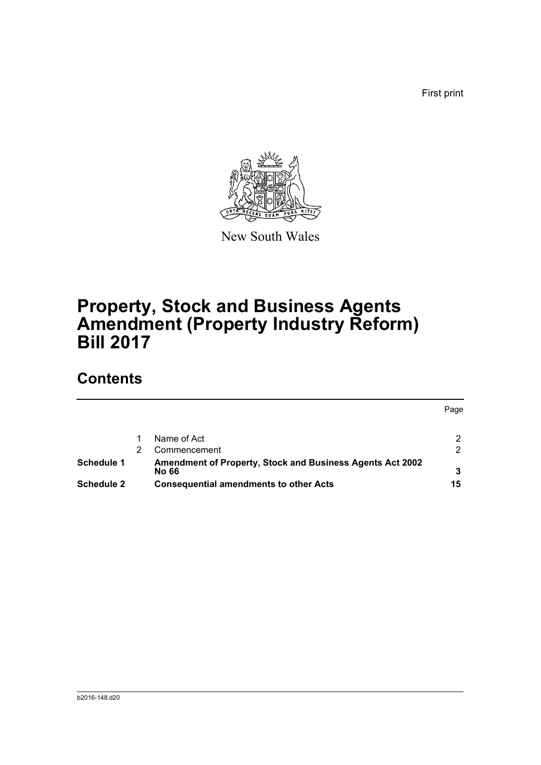First print

New South Wales

# Property, Stock and Business Agents Amendment (Property Industry Reform) Bill 2017

## Contents

| | | | Page |
|---|---|---|---|
| | 1 | Name of Act | 2 |
| | 2 | Commencement | 2 |
| **Schedule 1** | | **Amendment of Property, Stock and Business Agents Act 2002 No 66** | **3** |
| **Schedule 2** | | **Consequential amendments to other Acts** | **15** |

b2016-148.d20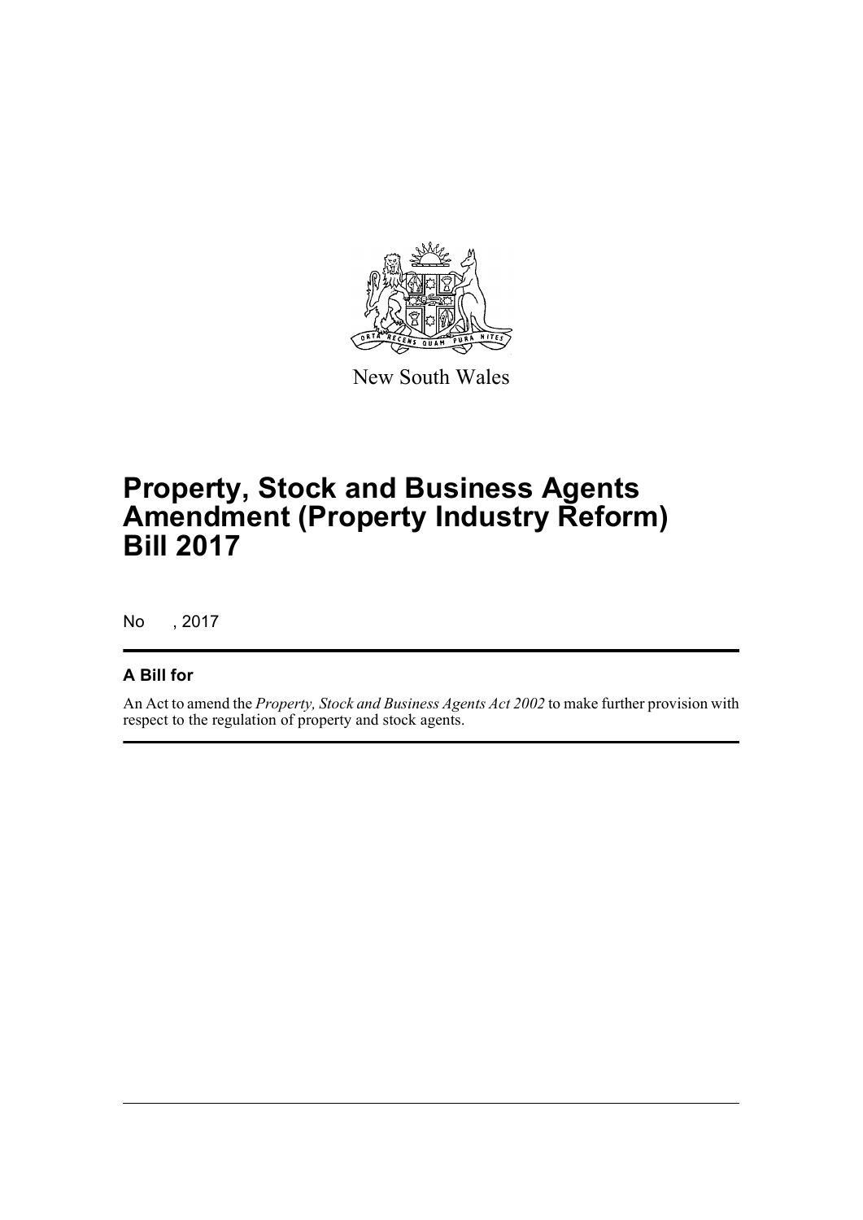New South Wales

# Property, Stock and Business Agents Amendment (Property Industry Reform) Bill 2017

No , 2017

## A Bill for

An Act to amend the *Property, Stock and Business Agents Act 2002* to make further provision with respect to the regulation of property and stock agents.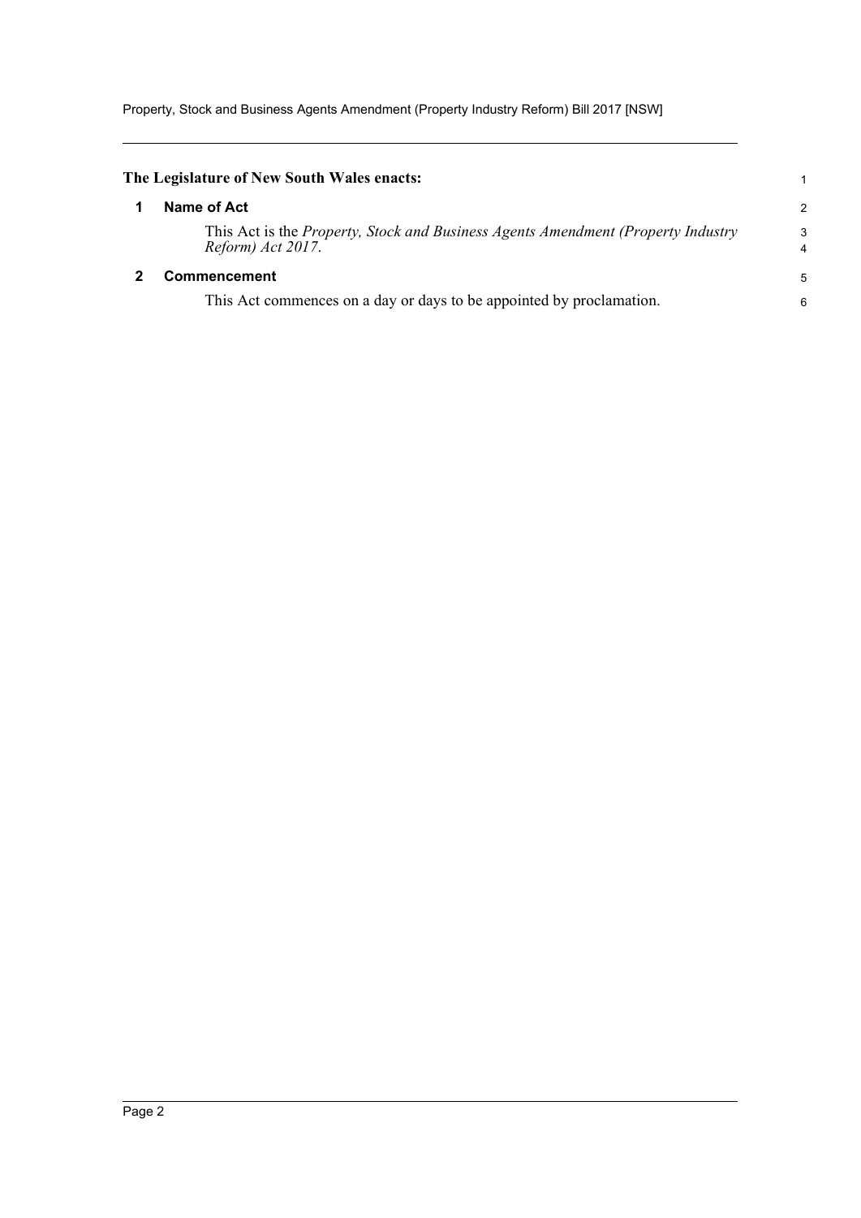**The Legislature of New South Wales enacts:**

## 1 Name of Act

This Act is the *Property, Stock and Business Agents Amendment (Property Industry Reform) Act 2017*.

## 2 Commencement

This Act commences on a day or days to be appointed by proclamation.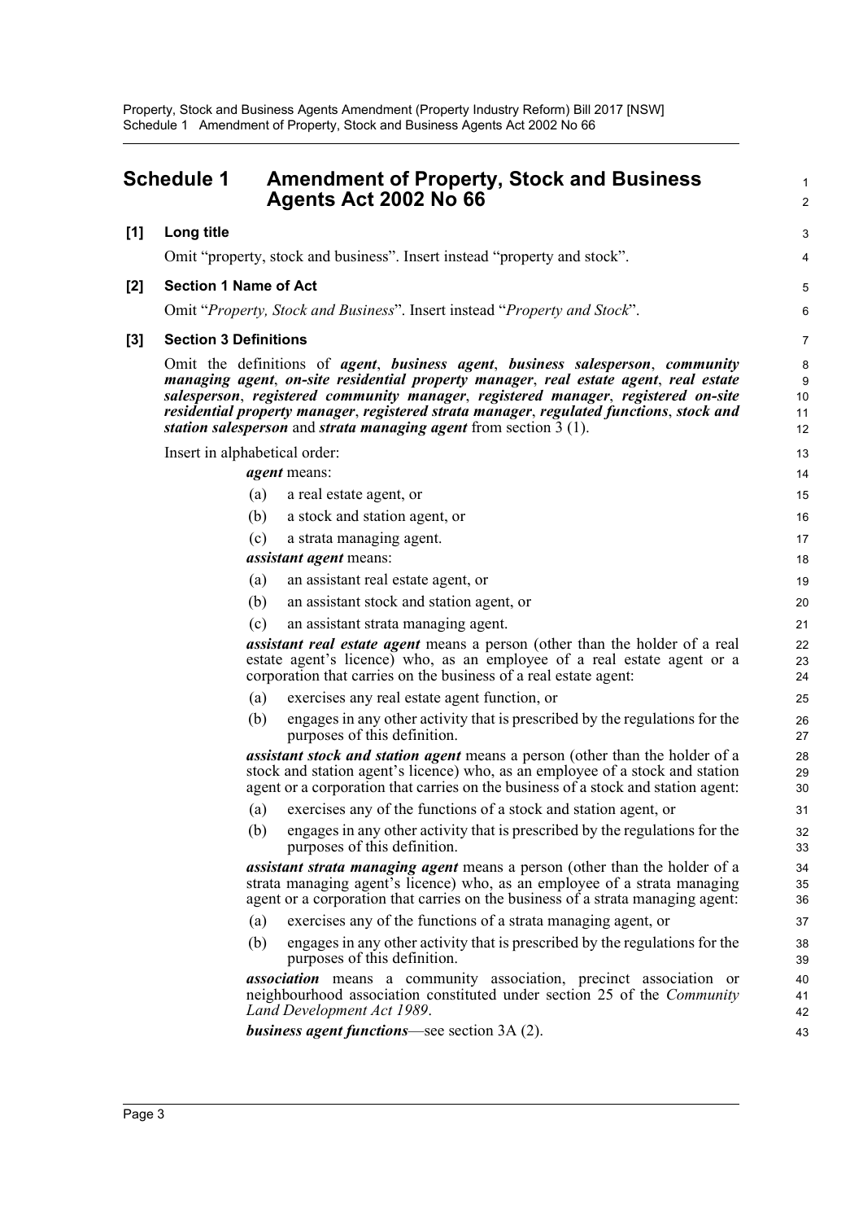## Schedule 1 Amendment of Property, Stock and Business Agents Act 2002 No 66

**[1] Long title**

Omit "property, stock and business". Insert instead "property and stock".

**[2] Section 1 Name of Act**

Omit "*Property, Stock and Business*". Insert instead "*Property and Stock*".

**[3] Section 3 Definitions**

Omit the definitions of ***agent***, ***business agent***, ***business salesperson***, ***community managing agent***, ***on-site residential property manager***, ***real estate agent***, ***real estate salesperson***, ***registered community manager***, ***registered manager***, ***registered on-site residential property manager***, ***registered strata manager***, ***regulated functions***, ***stock and station salesperson*** and ***strata managing agent*** from section 3 (1).

Insert in alphabetical order:

***agent*** means:

(a) a real estate agent, or

(b) a stock and station agent, or

(c) a strata managing agent.

***assistant agent*** means:

(a) an assistant real estate agent, or

(b) an assistant stock and station agent, or

(c) an assistant strata managing agent.

***assistant real estate agent*** means a person (other than the holder of a real estate agent's licence) who, as an employee of a real estate agent or a corporation that carries on the business of a real estate agent:

(a) exercises any real estate agent function, or

(b) engages in any other activity that is prescribed by the regulations for the purposes of this definition.

***assistant stock and station agent*** means a person (other than the holder of a stock and station agent's licence) who, as an employee of a stock and station agent or a corporation that carries on the business of a stock and station agent:

(a) exercises any of the functions of a stock and station agent, or

(b) engages in any other activity that is prescribed by the regulations for the purposes of this definition.

***assistant strata managing agent*** means a person (other than the holder of a strata managing agent's licence) who, as an employee of a strata managing agent or a corporation that carries on the business of a strata managing agent:

(a) exercises any of the functions of a strata managing agent, or

(b) engages in any other activity that is prescribed by the regulations for the purposes of this definition.

***association*** means a community association, precinct association or neighbourhood association constituted under section 25 of the *Community Land Development Act 1989*.

***business agent functions***—see section 3A (2).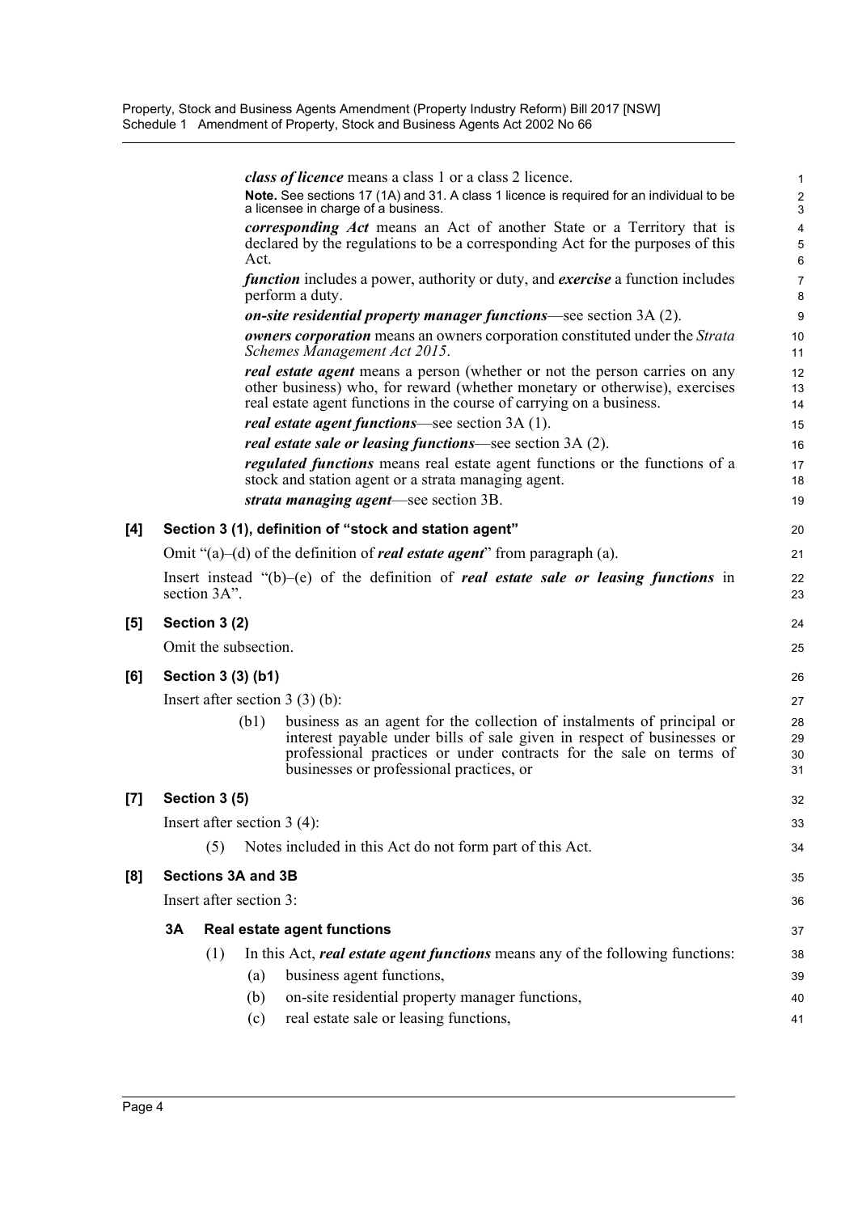***class of licence*** means a class 1 or a class 2 licence.

**Note.** See sections 17 (1A) and 31. A class 1 licence is required for an individual to be a licensee in charge of a business.

***corresponding Act*** means an Act of another State or a Territory that is declared by the regulations to be a corresponding Act for the purposes of this Act.

***function*** includes a power, authority or duty, and ***exercise*** a function includes perform a duty.

***on-site residential property manager functions***—see section 3A (2).

***owners corporation*** means an owners corporation constituted under the *Strata Schemes Management Act 2015*.

***real estate agent*** means a person (whether or not the person carries on any other business) who, for reward (whether monetary or otherwise), exercises real estate agent functions in the course of carrying on a business.

***real estate agent functions***—see section 3A (1).

***real estate sale or leasing functions***—see section 3A (2).

***regulated functions*** means real estate agent functions or the functions of a stock and station agent or a strata managing agent.

***strata managing agent***—see section 3B.

### [4] Section 3 (1), definition of "stock and station agent"

Omit "(a)–(d) of the definition of ***real estate agent***" from paragraph (a).

Insert instead "(b)–(e) of the definition of ***real estate sale or leasing functions*** in section 3A".

### [5] Section 3 (2)

Omit the subsection.

### [6] Section 3 (3) (b1)

Insert after section 3 (3) (b):

(b1) business as an agent for the collection of instalments of principal or interest payable under bills of sale given in respect of businesses or professional practices or under contracts for the sale on terms of businesses or professional practices, or

### [7] Section 3 (5)

Insert after section 3 (4):

(5) Notes included in this Act do not form part of this Act.

### [8] Sections 3A and 3B

Insert after section 3:

#### 3A Real estate agent functions

(1) In this Act, ***real estate agent functions*** means any of the following functions:

(a) business agent functions,

(b) on-site residential property manager functions,

(c) real estate sale or leasing functions,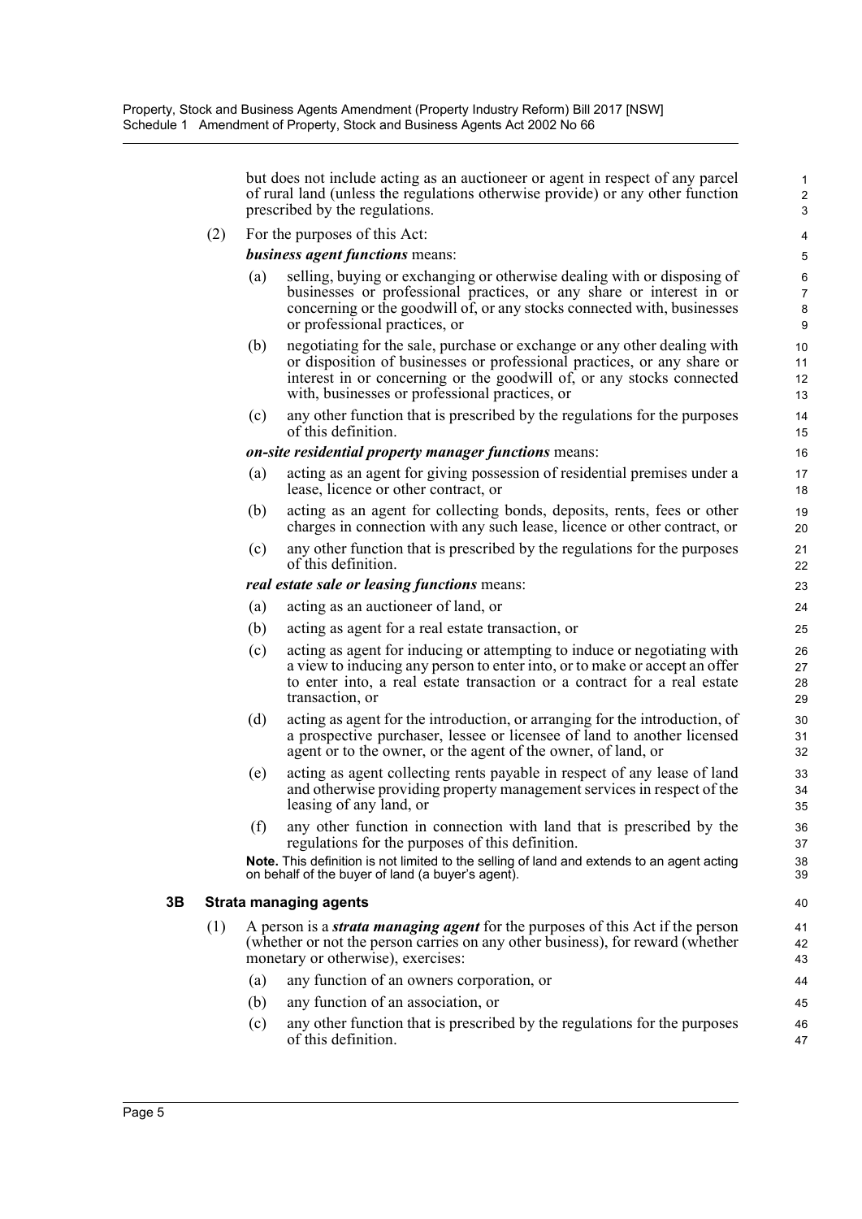but does not include acting as an auctioneer or agent in respect of any parcel of rural land (unless the regulations otherwise provide) or any other function prescribed by the regulations.

(2) For the purposes of this Act:

***business agent functions*** means:

(a) selling, buying or exchanging or otherwise dealing with or disposing of businesses or professional practices, or any share or interest in or concerning or the goodwill of, or any stocks connected with, businesses or professional practices, or

(b) negotiating for the sale, purchase or exchange or any other dealing with or disposition of businesses or professional practices, or any share or interest in or concerning or the goodwill of, or any stocks connected with, businesses or professional practices, or

(c) any other function that is prescribed by the regulations for the purposes of this definition.

***on-site residential property manager functions*** means:

(a) acting as an agent for giving possession of residential premises under a lease, licence or other contract, or

(b) acting as an agent for collecting bonds, deposits, rents, fees or other charges in connection with any such lease, licence or other contract, or

(c) any other function that is prescribed by the regulations for the purposes of this definition.

***real estate sale or leasing functions*** means:

(a) acting as an auctioneer of land, or

(b) acting as agent for a real estate transaction, or

(c) acting as agent for inducing or attempting to induce or negotiating with a view to inducing any person to enter into, or to make or accept an offer to enter into, a real estate transaction or a contract for a real estate transaction, or

(d) acting as agent for the introduction, or arranging for the introduction, of a prospective purchaser, lessee or licensee of land to another licensed agent or to the owner, or the agent of the owner, of land, or

(e) acting as agent collecting rents payable in respect of any lease of land and otherwise providing property management services in respect of the leasing of any land, or

(f) any other function in connection with land that is prescribed by the regulations for the purposes of this definition.

**Note.** This definition is not limited to the selling of land and extends to an agent acting on behalf of the buyer of land (a buyer's agent).

### 3B Strata managing agents

(1) A person is a ***strata managing agent*** for the purposes of this Act if the person (whether or not the person carries on any other business), for reward (whether monetary or otherwise), exercises:

(a) any function of an owners corporation, or

(b) any function of an association, or

(c) any other function that is prescribed by the regulations for the purposes of this definition.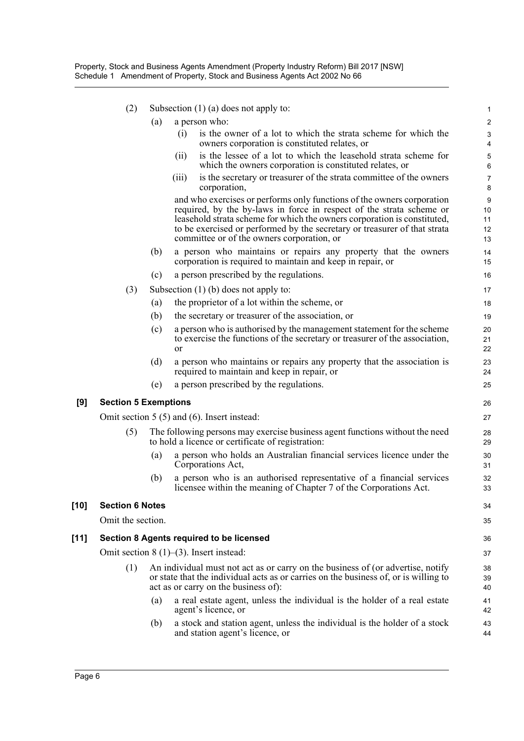(2) Subsection (1) (a) does not apply to:

(a) a person who:

(i) is the owner of a lot to which the strata scheme for which the owners corporation is constituted relates, or

(ii) is the lessee of a lot to which the leasehold strata scheme for which the owners corporation is constituted relates, or

(iii) is the secretary or treasurer of the strata committee of the owners corporation,

and who exercises or performs only functions of the owners corporation required, by the by-laws in force in respect of the strata scheme or leasehold strata scheme for which the owners corporation is constituted, to be exercised or performed by the secretary or treasurer of that strata committee or of the owners corporation, or

(b) a person who maintains or repairs any property that the owners corporation is required to maintain and keep in repair, or

(c) a person prescribed by the regulations.

(3) Subsection (1) (b) does not apply to:

(a) the proprietor of a lot within the scheme, or

(b) the secretary or treasurer of the association, or

(c) a person who is authorised by the management statement for the scheme to exercise the functions of the secretary or treasurer of the association, or

(d) a person who maintains or repairs any property that the association is required to maintain and keep in repair, or

(e) a person prescribed by the regulations.

**[9] Section 5 Exemptions**

Omit section 5 (5) and (6). Insert instead:

(5) The following persons may exercise business agent functions without the need to hold a licence or certificate of registration:

(a) a person who holds an Australian financial services licence under the Corporations Act,

(b) a person who is an authorised representative of a financial services licensee within the meaning of Chapter 7 of the Corporations Act.

**[10] Section 6 Notes**

Omit the section.

**[11] Section 8 Agents required to be licensed**

Omit section 8 (1)–(3). Insert instead:

(1) An individual must not act as or carry on the business of (or advertise, notify or state that the individual acts as or carries on the business of, or is willing to act as or carry on the business of):

(a) a real estate agent, unless the individual is the holder of a real estate agent's licence, or

(b) a stock and station agent, unless the individual is the holder of a stock and station agent's licence, or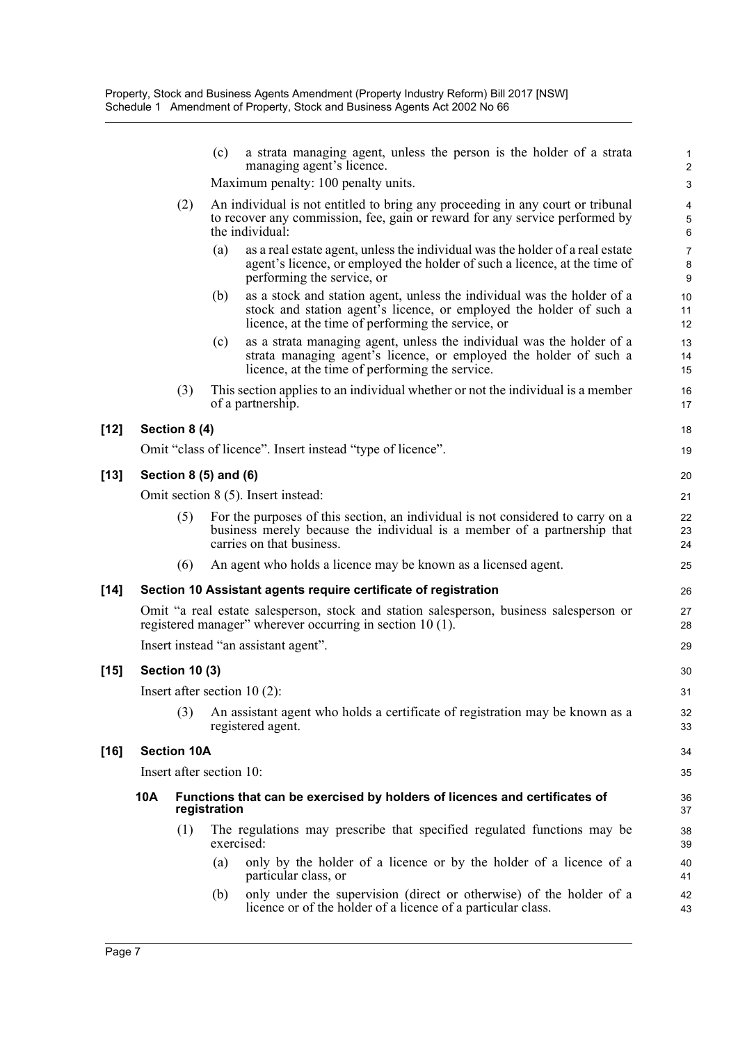(c) a strata managing agent, unless the person is the holder of a strata managing agent's licence.

Maximum penalty: 100 penalty units.

(2) An individual is not entitled to bring any proceeding in any court or tribunal to recover any commission, fee, gain or reward for any service performed by the individual:

(a) as a real estate agent, unless the individual was the holder of a real estate agent's licence, or employed the holder of such a licence, at the time of performing the service, or

(b) as a stock and station agent, unless the individual was the holder of a stock and station agent's licence, or employed the holder of such a licence, at the time of performing the service, or

(c) as a strata managing agent, unless the individual was the holder of a strata managing agent's licence, or employed the holder of such a licence, at the time of performing the service.

(3) This section applies to an individual whether or not the individual is a member of a partnership.

**[12] Section 8 (4)**

Omit "class of licence". Insert instead "type of licence".

**[13] Section 8 (5) and (6)**

Omit section 8 (5). Insert instead:

(5) For the purposes of this section, an individual is not considered to carry on a business merely because the individual is a member of a partnership that carries on that business.

(6) An agent who holds a licence may be known as a licensed agent.

**[14] Section 10 Assistant agents require certificate of registration**

Omit "a real estate salesperson, stock and station salesperson, business salesperson or registered manager" wherever occurring in section 10 (1).

Insert instead "an assistant agent".

**[15] Section 10 (3)**

Insert after section 10 (2):

(3) An assistant agent who holds a certificate of registration may be known as a registered agent.

**[16] Section 10A**

Insert after section 10:

**10A Functions that can be exercised by holders of licences and certificates of registration**

(1) The regulations may prescribe that specified regulated functions may be exercised:

(a) only by the holder of a licence or by the holder of a licence of a particular class, or

(b) only under the supervision (direct or otherwise) of the holder of a licence or of the holder of a licence of a particular class.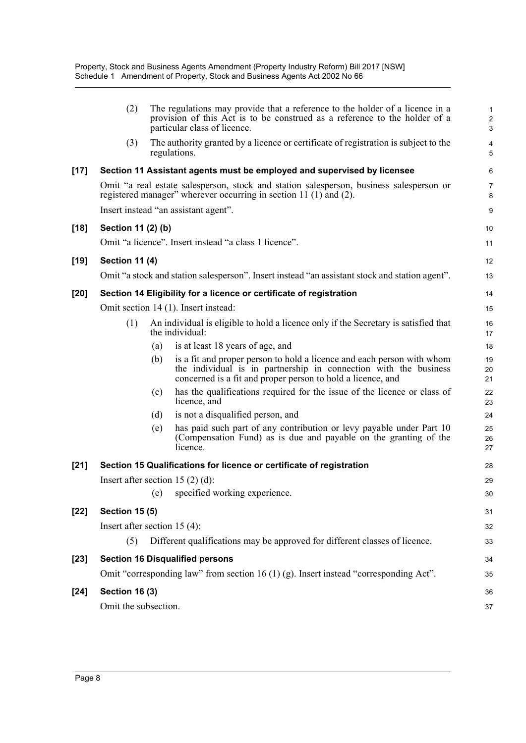(2) The regulations may provide that a reference to the holder of a licence in a provision of this Act is to be construed as a reference to the holder of a particular class of licence.

(3) The authority granted by a licence or certificate of registration is subject to the regulations.

**[17] Section 11 Assistant agents must be employed and supervised by licensee**

Omit "a real estate salesperson, stock and station salesperson, business salesperson or registered manager" wherever occurring in section 11 (1) and (2).

Insert instead "an assistant agent".

**[18] Section 11 (2) (b)**

Omit "a licence". Insert instead "a class 1 licence".

**[19] Section 11 (4)**

Omit "a stock and station salesperson". Insert instead "an assistant stock and station agent".

**[20] Section 14 Eligibility for a licence or certificate of registration**

Omit section 14 (1). Insert instead:

(1) An individual is eligible to hold a licence only if the Secretary is satisfied that the individual:

(a) is at least 18 years of age, and

(b) is a fit and proper person to hold a licence and each person with whom the individual is in partnership in connection with the business concerned is a fit and proper person to hold a licence, and

(c) has the qualifications required for the issue of the licence or class of licence, and

(d) is not a disqualified person, and

(e) has paid such part of any contribution or levy payable under Part 10 (Compensation Fund) as is due and payable on the granting of the licence.

**[21] Section 15 Qualifications for licence or certificate of registration**

Insert after section 15 (2) (d):

(e) specified working experience.

**[22] Section 15 (5)**

Insert after section 15 (4):

(5) Different qualifications may be approved for different classes of licence.

**[23] Section 16 Disqualified persons**

Omit "corresponding law" from section 16 (1) (g). Insert instead "corresponding Act".

**[24] Section 16 (3)**

Omit the subsection.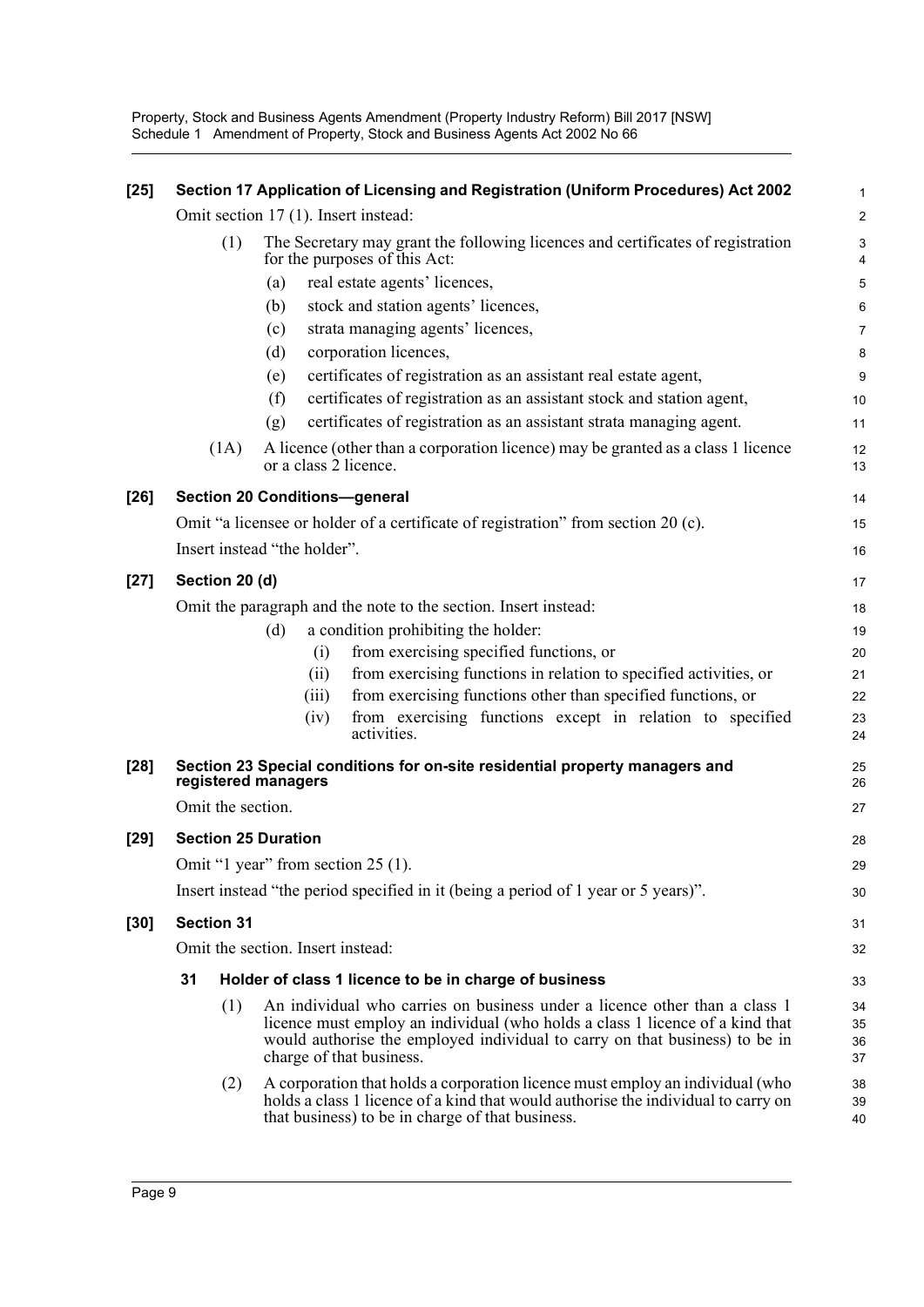**[25] Section 17 Application of Licensing and Registration (Uniform Procedures) Act 2002**

Omit section 17 (1). Insert instead:

(1) The Secretary may grant the following licences and certificates of registration for the purposes of this Act:

(a) real estate agents' licences,

(b) stock and station agents' licences,

(c) strata managing agents' licences,

(d) corporation licences,

(e) certificates of registration as an assistant real estate agent,

(f) certificates of registration as an assistant stock and station agent,

(g) certificates of registration as an assistant strata managing agent.

(1A) A licence (other than a corporation licence) may be granted as a class 1 licence or a class 2 licence.

**[26] Section 20 Conditions—general**

Omit "a licensee or holder of a certificate of registration" from section 20 (c).

Insert instead "the holder".

**[27] Section 20 (d)**

Omit the paragraph and the note to the section. Insert instead:

(d) a condition prohibiting the holder:

(i) from exercising specified functions, or

(ii) from exercising functions in relation to specified activities, or

(iii) from exercising functions other than specified functions, or

(iv) from exercising functions except in relation to specified activities.

**[28] Section 23 Special conditions for on-site residential property managers and registered managers**

Omit the section.

**[29] Section 25 Duration**

Omit "1 year" from section 25 (1).

Insert instead "the period specified in it (being a period of 1 year or 5 years)".

**[30] Section 31**

Omit the section. Insert instead:

**31 Holder of class 1 licence to be in charge of business**

(1) An individual who carries on business under a licence other than a class 1 licence must employ an individual (who holds a class 1 licence of a kind that would authorise the employed individual to carry on that business) to be in charge of that business.

(2) A corporation that holds a corporation licence must employ an individual (who holds a class 1 licence of a kind that would authorise the individual to carry on that business) to be in charge of that business.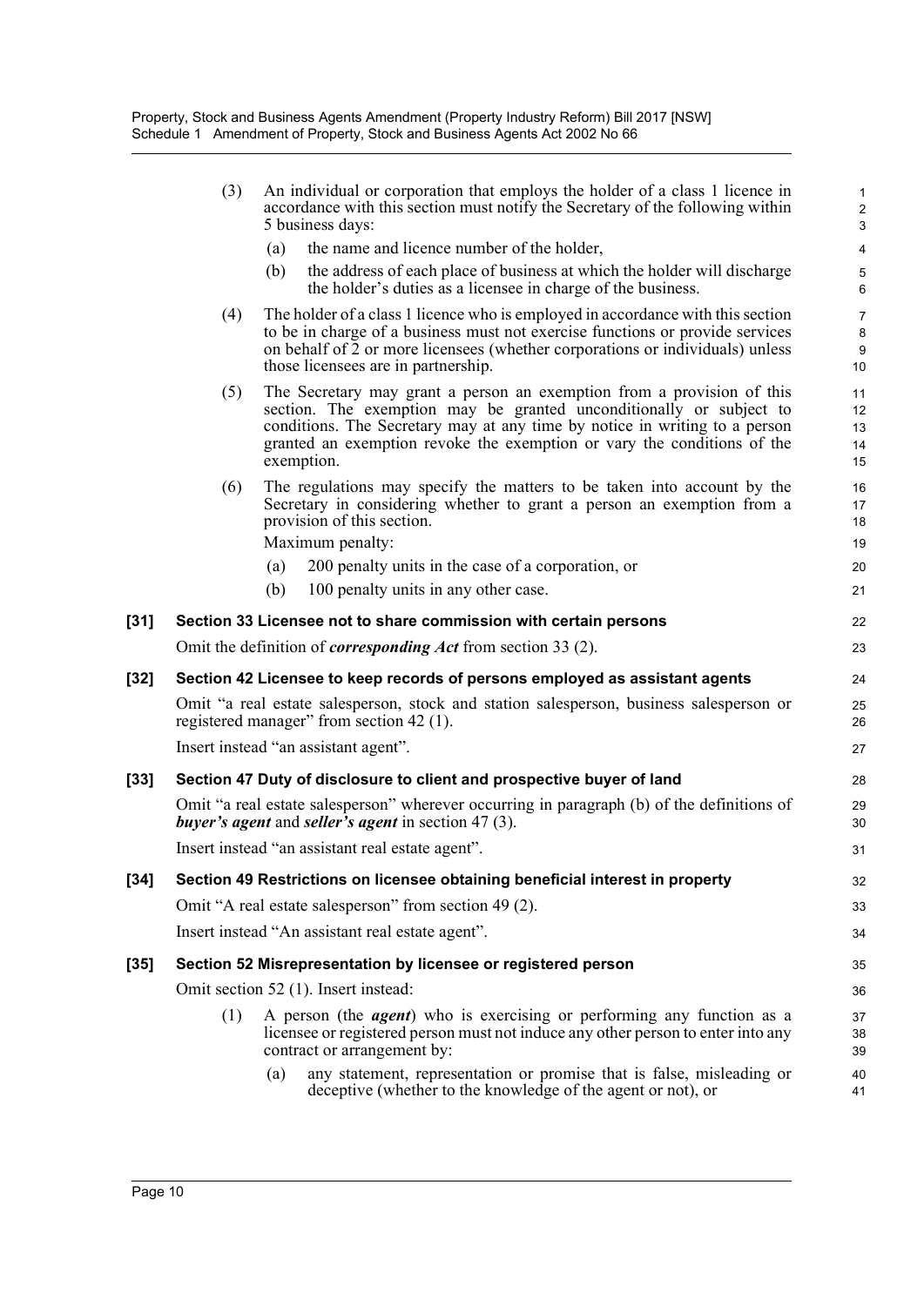(3) An individual or corporation that employs the holder of a class 1 licence in accordance with this section must notify the Secretary of the following within 5 business days:

(a) the name and licence number of the holder,

(b) the address of each place of business at which the holder will discharge the holder's duties as a licensee in charge of the business.

(4) The holder of a class 1 licence who is employed in accordance with this section to be in charge of a business must not exercise functions or provide services on behalf of 2 or more licensees (whether corporations or individuals) unless those licensees are in partnership.

(5) The Secretary may grant a person an exemption from a provision of this section. The exemption may be granted unconditionally or subject to conditions. The Secretary may at any time by notice in writing to a person granted an exemption revoke the exemption or vary the conditions of the exemption.

(6) The regulations may specify the matters to be taken into account by the Secretary in considering whether to grant a person an exemption from a provision of this section.

Maximum penalty:

(a) 200 penalty units in the case of a corporation, or

(b) 100 penalty units in any other case.

**[31] Section 33 Licensee not to share commission with certain persons**

Omit the definition of ***corresponding Act*** from section 33 (2).

**[32] Section 42 Licensee to keep records of persons employed as assistant agents**

Omit "a real estate salesperson, stock and station salesperson, business salesperson or registered manager" from section 42 (1).

Insert instead "an assistant agent".

**[33] Section 47 Duty of disclosure to client and prospective buyer of land**

Omit "a real estate salesperson" wherever occurring in paragraph (b) of the definitions of ***buyer's agent*** and ***seller's agent*** in section 47 (3).

Insert instead "an assistant real estate agent".

**[34] Section 49 Restrictions on licensee obtaining beneficial interest in property**

Omit "A real estate salesperson" from section 49 (2).

Insert instead "An assistant real estate agent".

**[35] Section 52 Misrepresentation by licensee or registered person**

Omit section 52 (1). Insert instead:

(1) A person (the ***agent***) who is exercising or performing any function as a licensee or registered person must not induce any other person to enter into any contract or arrangement by:

(a) any statement, representation or promise that is false, misleading or deceptive (whether to the knowledge of the agent or not), or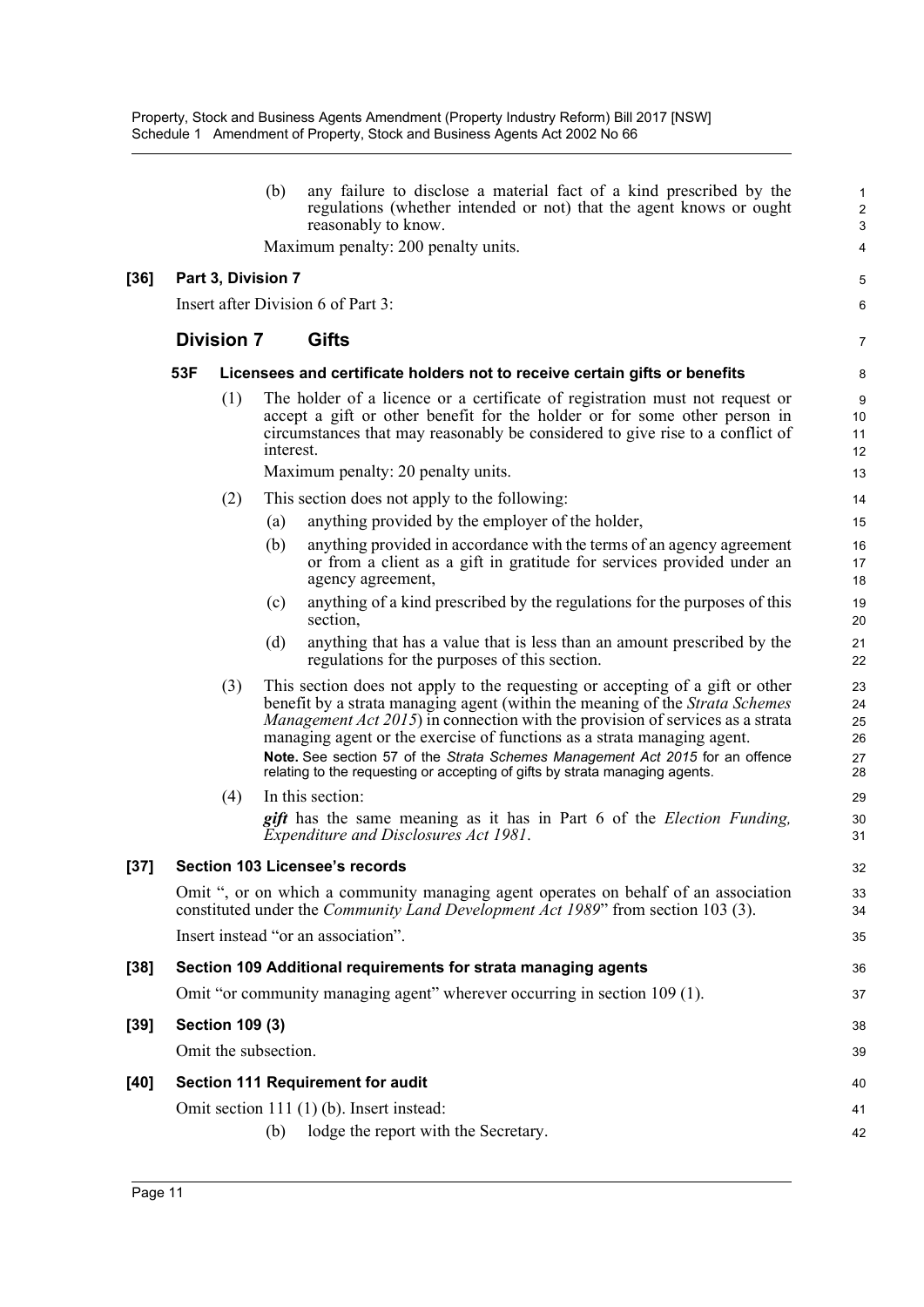(b) any failure to disclose a material fact of a kind prescribed by the regulations (whether intended or not) that the agent knows or ought reasonably to know.

Maximum penalty: 200 penalty units.

### [36] Part 3, Division 7

Insert after Division 6 of Part 3:

## Division 7 Gifts

### 53F Licensees and certificate holders not to receive certain gifts or benefits

(1) The holder of a licence or a certificate of registration must not request or accept a gift or other benefit for the holder or for some other person in circumstances that may reasonably be considered to give rise to a conflict of interest.

Maximum penalty: 20 penalty units.

(2) This section does not apply to the following:

(a) anything provided by the employer of the holder,

(b) anything provided in accordance with the terms of an agency agreement or from a client as a gift in gratitude for services provided under an agency agreement,

(c) anything of a kind prescribed by the regulations for the purposes of this section,

(d) anything that has a value that is less than an amount prescribed by the regulations for the purposes of this section.

(3) This section does not apply to the requesting or accepting of a gift or other benefit by a strata managing agent (within the meaning of the *Strata Schemes Management Act 2015*) in connection with the provision of services as a strata managing agent or the exercise of functions as a strata managing agent.

**Note.** See section 57 of the *Strata Schemes Management Act 2015* for an offence relating to the requesting or accepting of gifts by strata managing agents.

(4) In this section:

***gift*** has the same meaning as it has in Part 6 of the *Election Funding, Expenditure and Disclosures Act 1981*.

### [37] Section 103 Licensee's records

Omit ", or on which a community managing agent operates on behalf of an association constituted under the *Community Land Development Act 1989*" from section 103 (3).

Insert instead "or an association".

### [38] Section 109 Additional requirements for strata managing agents

Omit "or community managing agent" wherever occurring in section 109 (1).

### [39] Section 109 (3)

Omit the subsection.

### [40] Section 111 Requirement for audit

Omit section 111 (1) (b). Insert instead:

(b) lodge the report with the Secretary.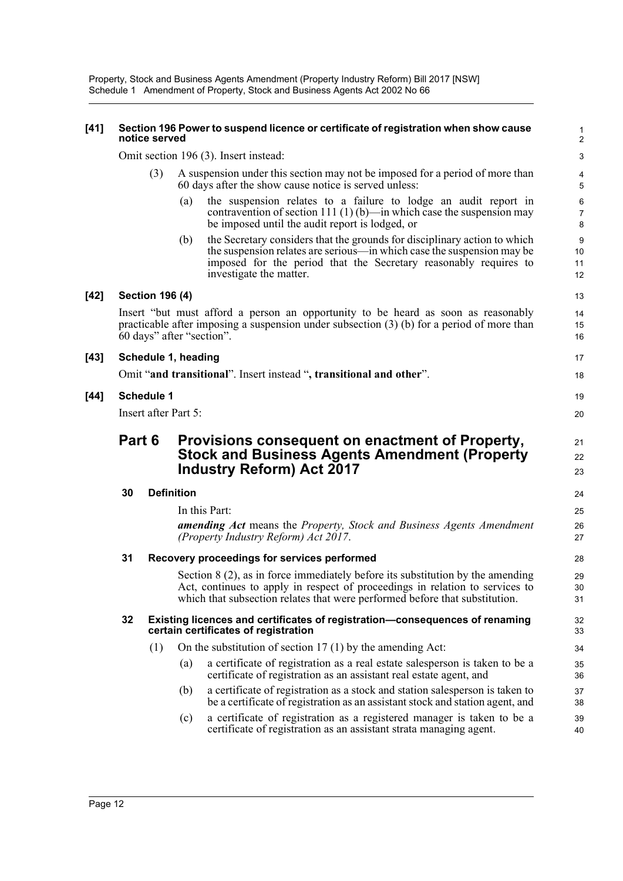**[41] Section 196 Power to suspend licence or certificate of registration when show cause notice served**

Omit section 196 (3). Insert instead:

(3) A suspension under this section may not be imposed for a period of more than 60 days after the show cause notice is served unless:

(a) the suspension relates to a failure to lodge an audit report in contravention of section 111 (1) (b)—in which case the suspension may be imposed until the audit report is lodged, or

(b) the Secretary considers that the grounds for disciplinary action to which the suspension relates are serious—in which case the suspension may be imposed for the period that the Secretary reasonably requires to investigate the matter.

**[42] Section 196 (4)**

Insert "but must afford a person an opportunity to be heard as soon as reasonably practicable after imposing a suspension under subsection (3) (b) for a period of more than 60 days" after "section".

**[43] Schedule 1, heading**

Omit "**and transitional**". Insert instead "**, transitional and other**".

**[44] Schedule 1**

Insert after Part 5:

## Part 6 Provisions consequent on enactment of Property, Stock and Business Agents Amendment (Property Industry Reform) Act 2017

### 30 Definition

In this Part:

***amending Act*** means the *Property, Stock and Business Agents Amendment (Property Industry Reform) Act 2017*.

### 31 Recovery proceedings for services performed

Section 8 (2), as in force immediately before its substitution by the amending Act, continues to apply in respect of proceedings in relation to services to which that subsection relates that were performed before that substitution.

### 32 Existing licences and certificates of registration—consequences of renaming certain certificates of registration

(1) On the substitution of section 17 (1) by the amending Act:

(a) a certificate of registration as a real estate salesperson is taken to be a certificate of registration as an assistant real estate agent, and

(b) a certificate of registration as a stock and station salesperson is taken to be a certificate of registration as an assistant stock and station agent, and

(c) a certificate of registration as a registered manager is taken to be a certificate of registration as an assistant strata managing agent.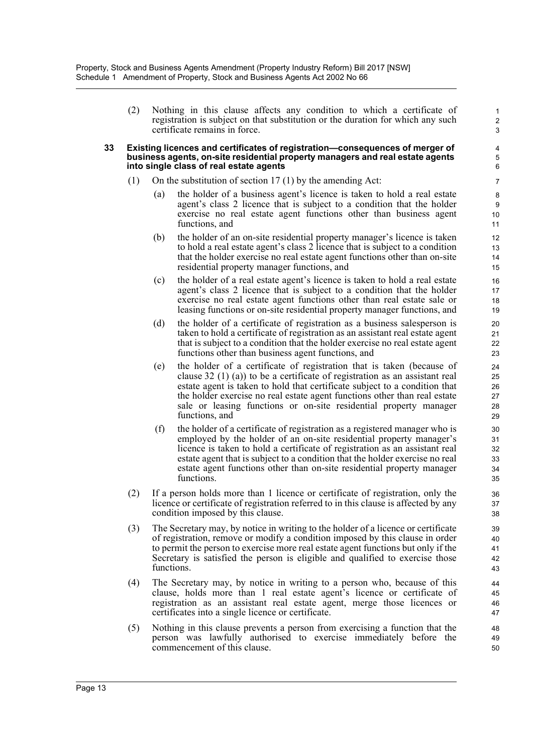(2) Nothing in this clause affects any condition to which a certificate of registration is subject on that substitution or the duration for which any such certificate remains in force.

**33 Existing licences and certificates of registration—consequences of merger of business agents, on-site residential property managers and real estate agents into single class of real estate agents**

(1) On the substitution of section 17 (1) by the amending Act:

(a) the holder of a business agent's licence is taken to hold a real estate agent's class 2 licence that is subject to a condition that the holder exercise no real estate agent functions other than business agent functions, and

(b) the holder of an on-site residential property manager's licence is taken to hold a real estate agent's class 2 licence that is subject to a condition that the holder exercise no real estate agent functions other than on-site residential property manager functions, and

(c) the holder of a real estate agent's licence is taken to hold a real estate agent's class 2 licence that is subject to a condition that the holder exercise no real estate agent functions other than real estate sale or leasing functions or on-site residential property manager functions, and

(d) the holder of a certificate of registration as a business salesperson is taken to hold a certificate of registration as an assistant real estate agent that is subject to a condition that the holder exercise no real estate agent functions other than business agent functions, and

(e) the holder of a certificate of registration that is taken (because of clause 32 (1) (a)) to be a certificate of registration as an assistant real estate agent is taken to hold that certificate subject to a condition that the holder exercise no real estate agent functions other than real estate sale or leasing functions or on-site residential property manager functions, and

(f) the holder of a certificate of registration as a registered manager who is employed by the holder of an on-site residential property manager's licence is taken to hold a certificate of registration as an assistant real estate agent that is subject to a condition that the holder exercise no real estate agent functions other than on-site residential property manager functions.

(2) If a person holds more than 1 licence or certificate of registration, only the licence or certificate of registration referred to in this clause is affected by any condition imposed by this clause.

(3) The Secretary may, by notice in writing to the holder of a licence or certificate of registration, remove or modify a condition imposed by this clause in order to permit the person to exercise more real estate agent functions but only if the Secretary is satisfied the person is eligible and qualified to exercise those functions.

(4) The Secretary may, by notice in writing to a person who, because of this clause, holds more than 1 real estate agent's licence or certificate of registration as an assistant real estate agent, merge those licences or certificates into a single licence or certificate.

(5) Nothing in this clause prevents a person from exercising a function that the person was lawfully authorised to exercise immediately before the commencement of this clause.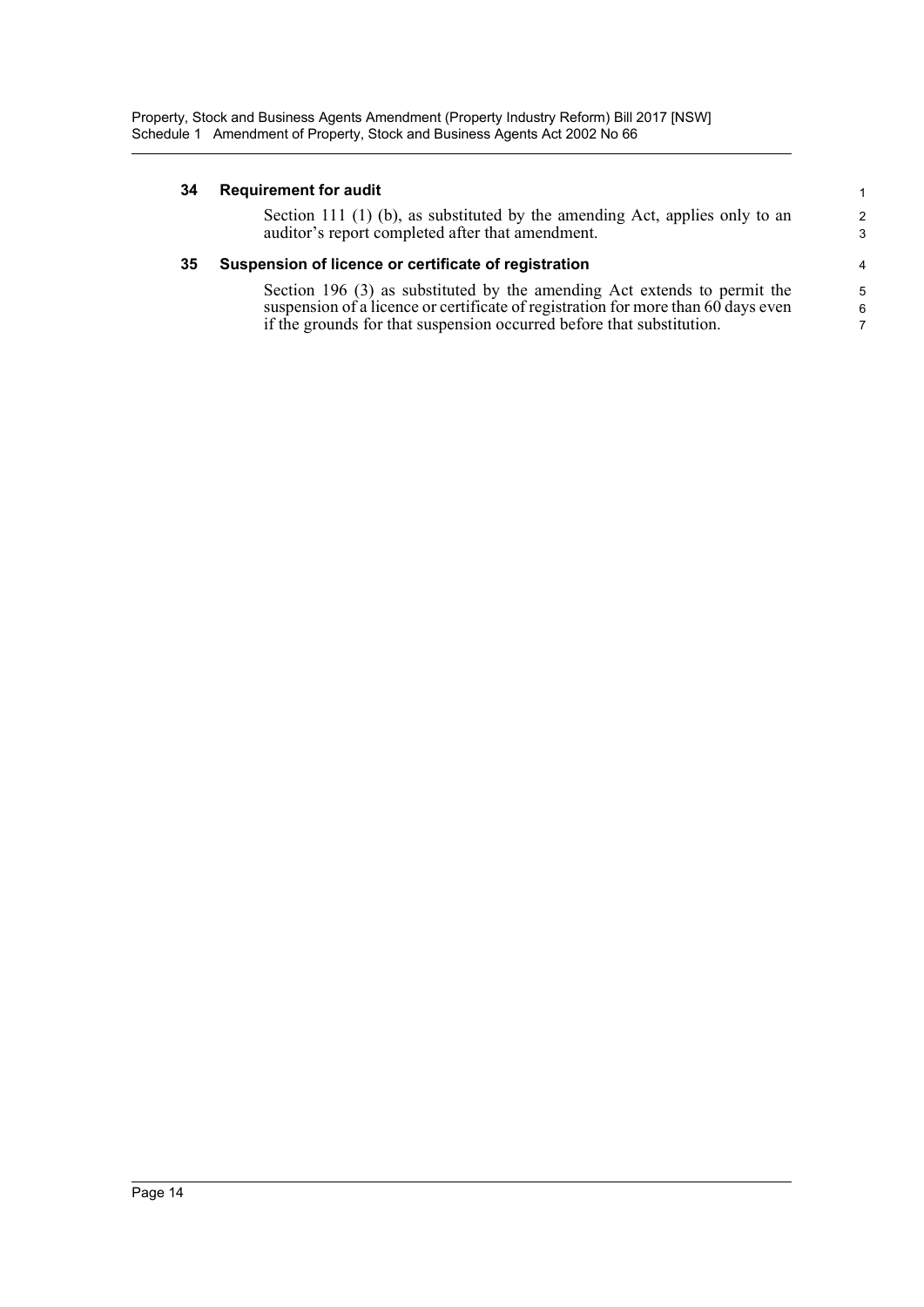### 34 Requirement for audit

Section 111 (1) (b), as substituted by the amending Act, applies only to an auditor's report completed after that amendment.

### 35 Suspension of licence or certificate of registration

Section 196 (3) as substituted by the amending Act extends to permit the suspension of a licence or certificate of registration for more than 60 days even if the grounds for that suspension occurred before that substitution.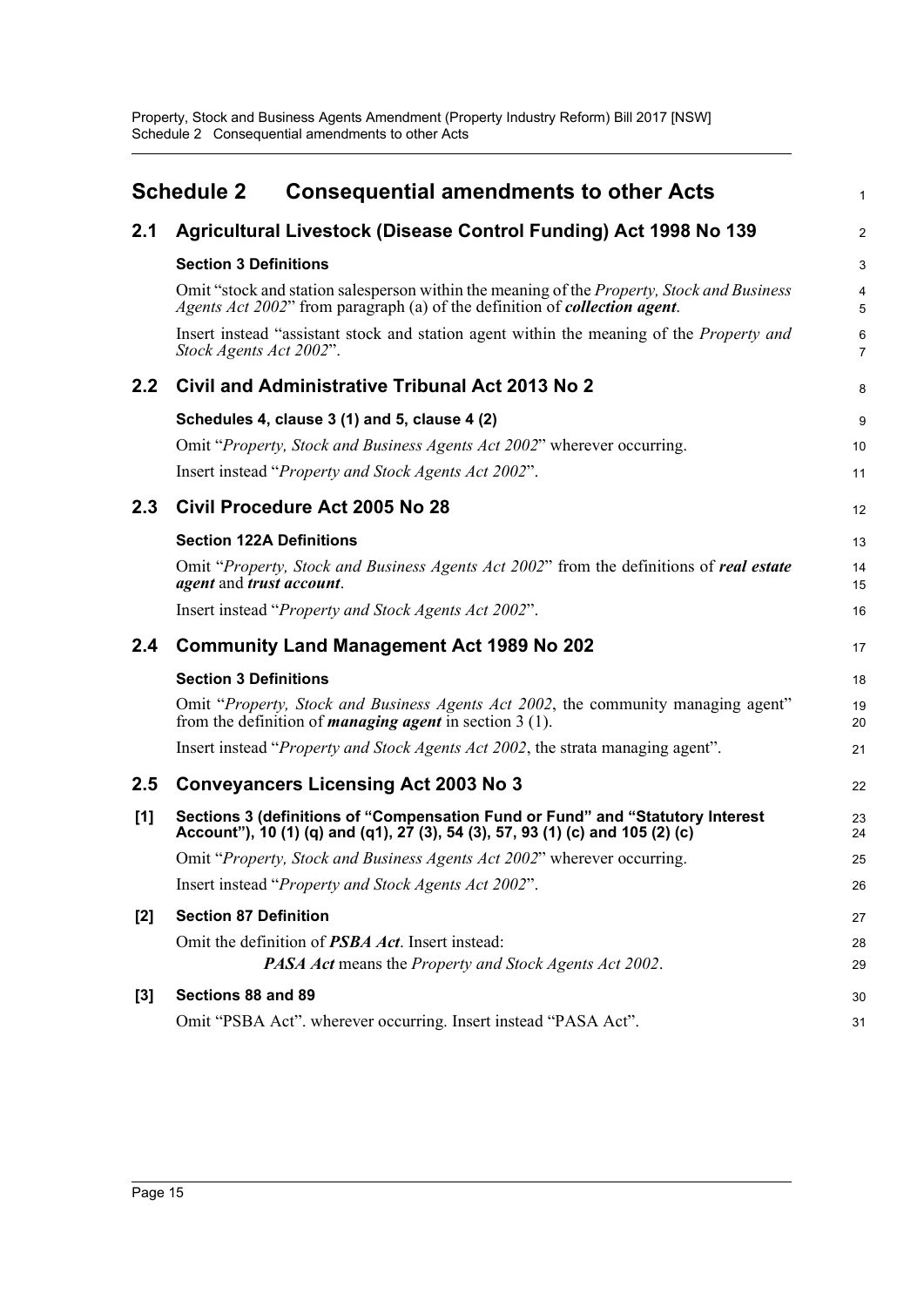# Schedule 2 Consequential amendments to other Acts

## 2.1 Agricultural Livestock (Disease Control Funding) Act 1998 No 139

**Section 3 Definitions**

Omit "stock and station salesperson within the meaning of the *Property, Stock and Business Agents Act 2002*" from paragraph (a) of the definition of ***collection agent***.

Insert instead "assistant stock and station agent within the meaning of the *Property and Stock Agents Act 2002*".

## 2.2 Civil and Administrative Tribunal Act 2013 No 2

**Schedules 4, clause 3 (1) and 5, clause 4 (2)**

Omit "*Property, Stock and Business Agents Act 2002*" wherever occurring.

Insert instead "*Property and Stock Agents Act 2002*".

## 2.3 Civil Procedure Act 2005 No 28

**Section 122A Definitions**

Omit "*Property, Stock and Business Agents Act 2002*" from the definitions of ***real estate agent*** and ***trust account***.

Insert instead "*Property and Stock Agents Act 2002*".

## 2.4 Community Land Management Act 1989 No 202

**Section 3 Definitions**

Omit "*Property, Stock and Business Agents Act 2002*, the community managing agent" from the definition of ***managing agent*** in section 3 (1).

Insert instead "*Property and Stock Agents Act 2002*, the strata managing agent".

## 2.5 Conveyancers Licensing Act 2003 No 3

**[1] Sections 3 (definitions of "Compensation Fund or Fund" and "Statutory Interest Account"), 10 (1) (q) and (q1), 27 (3), 54 (3), 57, 93 (1) (c) and 105 (2) (c)**

Omit "*Property, Stock and Business Agents Act 2002*" wherever occurring.

Insert instead "*Property and Stock Agents Act 2002*".

**[2] Section 87 Definition**

Omit the definition of ***PSBA Act***. Insert instead:

> ***PASA Act*** means the *Property and Stock Agents Act 2002*.

**[3] Sections 88 and 89**

Omit "PSBA Act". wherever occurring. Insert instead "PASA Act".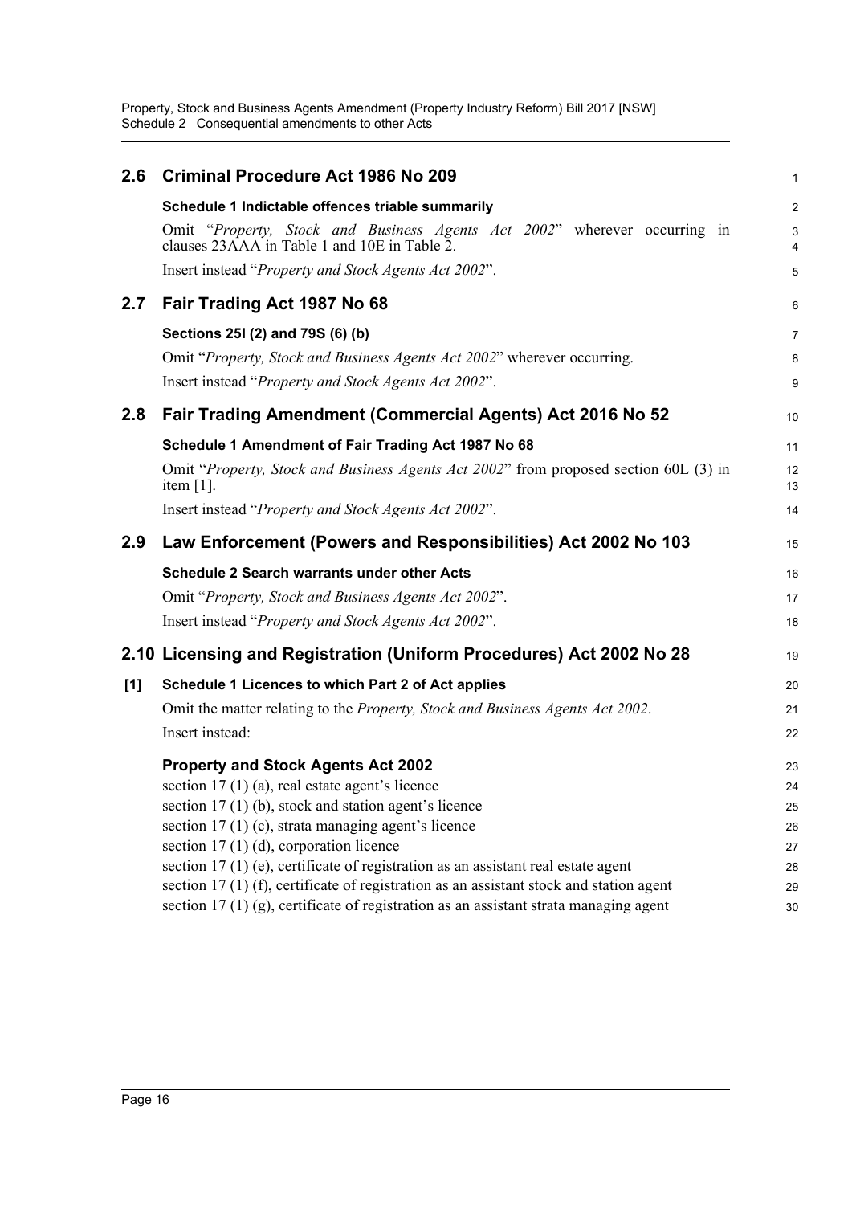## 2.6 Criminal Procedure Act 1986 No 209

**Schedule 1 Indictable offences triable summarily**

Omit "*Property, Stock and Business Agents Act 2002*" wherever occurring in clauses 23AAA in Table 1 and 10E in Table 2.

Insert instead "*Property and Stock Agents Act 2002*".

## 2.7 Fair Trading Act 1987 No 68

**Sections 25I (2) and 79S (6) (b)**

Omit "*Property, Stock and Business Agents Act 2002*" wherever occurring.

Insert instead "*Property and Stock Agents Act 2002*".

## 2.8 Fair Trading Amendment (Commercial Agents) Act 2016 No 52

**Schedule 1 Amendment of Fair Trading Act 1987 No 68**

Omit "*Property, Stock and Business Agents Act 2002*" from proposed section 60L (3) in item [1].

Insert instead "*Property and Stock Agents Act 2002*".

## 2.9 Law Enforcement (Powers and Responsibilities) Act 2002 No 103

**Schedule 2 Search warrants under other Acts**

Omit "*Property, Stock and Business Agents Act 2002*".

Insert instead "*Property and Stock Agents Act 2002*".

## 2.10 Licensing and Registration (Uniform Procedures) Act 2002 No 28

**[1] Schedule 1 Licences to which Part 2 of Act applies**

Omit the matter relating to the *Property, Stock and Business Agents Act 2002*.

Insert instead:

### Property and Stock Agents Act 2002

section 17 (1) (a), real estate agent's licence
section 17 (1) (b), stock and station agent's licence
section 17 (1) (c), strata managing agent's licence
section 17 (1) (d), corporation licence
section 17 (1) (e), certificate of registration as an assistant real estate agent
section 17 (1) (f), certificate of registration as an assistant stock and station agent
section 17 (1) (g), certificate of registration as an assistant strata managing agent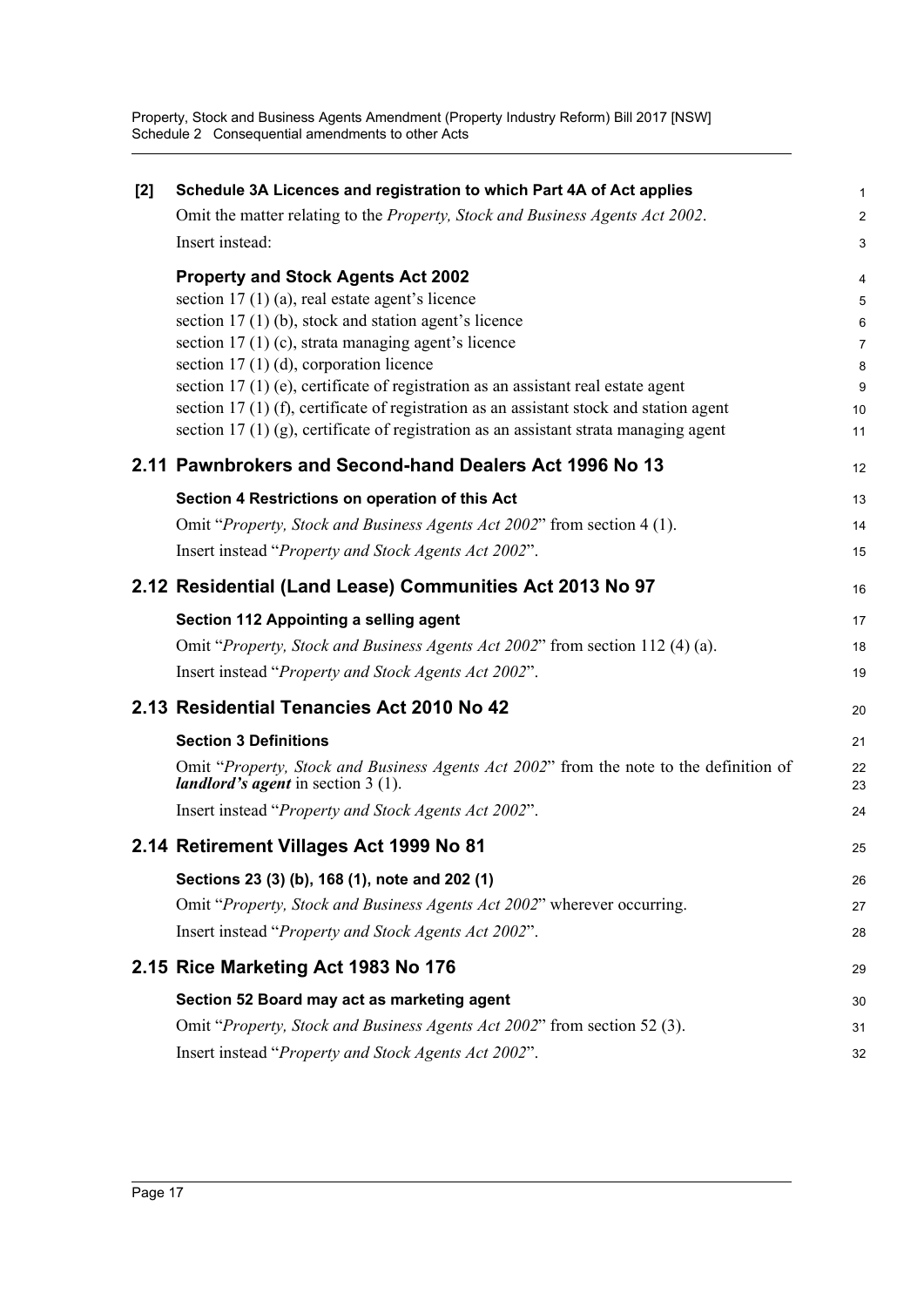**[2] Schedule 3A Licences and registration to which Part 4A of Act applies**

Omit the matter relating to the *Property, Stock and Business Agents Act 2002*.

Insert instead:

**Property and Stock Agents Act 2002**

section 17 (1) (a), real estate agent's licence
section 17 (1) (b), stock and station agent's licence
section 17 (1) (c), strata managing agent's licence
section 17 (1) (d), corporation licence
section 17 (1) (e), certificate of registration as an assistant real estate agent
section 17 (1) (f), certificate of registration as an assistant stock and station agent
section 17 (1) (g), certificate of registration as an assistant strata managing agent

## 2.11 Pawnbrokers and Second-hand Dealers Act 1996 No 13

**Section 4 Restrictions on operation of this Act**

Omit "*Property, Stock and Business Agents Act 2002*" from section 4 (1).

Insert instead "*Property and Stock Agents Act 2002*".

## 2.12 Residential (Land Lease) Communities Act 2013 No 97

**Section 112 Appointing a selling agent**

Omit "*Property, Stock and Business Agents Act 2002*" from section 112 (4) (a).

Insert instead "*Property and Stock Agents Act 2002*".

## 2.13 Residential Tenancies Act 2010 No 42

**Section 3 Definitions**

Omit "*Property, Stock and Business Agents Act 2002*" from the note to the definition of ***landlord's agent*** in section 3 (1).

Insert instead "*Property and Stock Agents Act 2002*".

## 2.14 Retirement Villages Act 1999 No 81

**Sections 23 (3) (b), 168 (1), note and 202 (1)**

Omit "*Property, Stock and Business Agents Act 2002*" wherever occurring.

Insert instead "*Property and Stock Agents Act 2002*".

## 2.15 Rice Marketing Act 1983 No 176

**Section 52 Board may act as marketing agent**

Omit "*Property, Stock and Business Agents Act 2002*" from section 52 (3).

Insert instead "*Property and Stock Agents Act 2002*".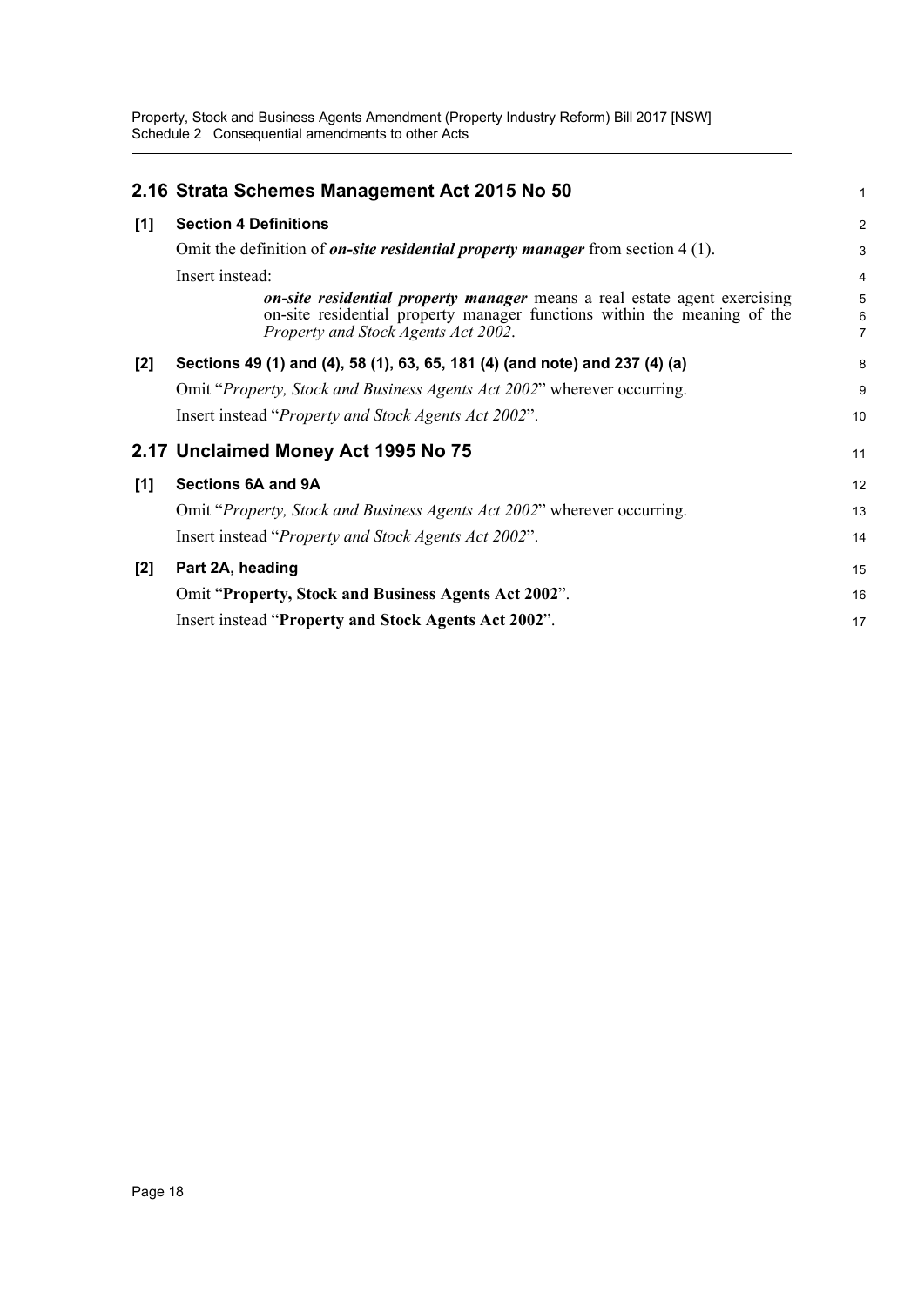## 2.16 Strata Schemes Management Act 2015 No 50

**[1] Section 4 Definitions**

Omit the definition of ***on-site residential property manager*** from section 4 (1).

Insert instead:

> ***on-site residential property manager*** means a real estate agent exercising on-site residential property manager functions within the meaning of the *Property and Stock Agents Act 2002*.

**[2] Sections 49 (1) and (4), 58 (1), 63, 65, 181 (4) (and note) and 237 (4) (a)**

Omit "*Property, Stock and Business Agents Act 2002*" wherever occurring.

Insert instead "*Property and Stock Agents Act 2002*".

## 2.17 Unclaimed Money Act 1995 No 75

**[1] Sections 6A and 9A**

Omit "*Property, Stock and Business Agents Act 2002*" wherever occurring.

Insert instead "*Property and Stock Agents Act 2002*".

**[2] Part 2A, heading**

Omit "**Property, Stock and Business Agents Act 2002**".

Insert instead "**Property and Stock Agents Act 2002**".